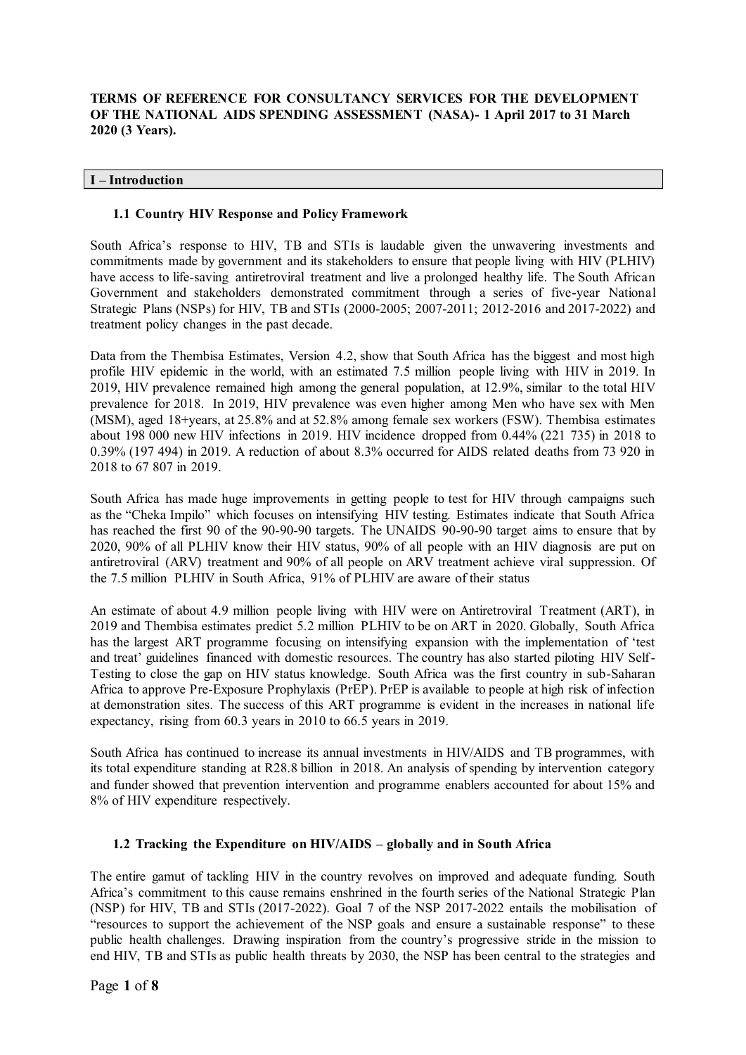**TERMS OF REFERENCE FOR CONSULTANCY SERVICES FOR THE DEVELOPMENT OF THE NATIONAL AIDS SPENDING ASSESSMENT (NASA)- 1 April 2017 to 31 March 2020 (3 Years).**

## I – Introduction

### 1.1 Country HIV Response and Policy Framework

South Africa's response to HIV, TB and STIs is laudable given the unwavering investments and commitments made by government and its stakeholders to ensure that people living with HIV (PLHIV) have access to life-saving antiretroviral treatment and live a prolonged healthy life. The South African Government and stakeholders demonstrated commitment through a series of five-year National Strategic Plans (NSPs) for HIV, TB and STIs (2000-2005; 2007-2011; 2012-2016 and 2017-2022) and treatment policy changes in the past decade.

Data from the Thembisa Estimates, Version 4.2, show that South Africa has the biggest and most high profile HIV epidemic in the world, with an estimated 7.5 million people living with HIV in 2019. In 2019, HIV prevalence remained high among the general population, at 12.9%, similar to the total HIV prevalence for 2018. In 2019, HIV prevalence was even higher among Men who have sex with Men (MSM), aged 18+years, at 25.8% and at 52.8% among female sex workers (FSW). Thembisa estimates about 198 000 new HIV infections in 2019. HIV incidence dropped from 0.44% (221 735) in 2018 to 0.39% (197 494) in 2019. A reduction of about 8.3% occurred for AIDS related deaths from 73 920 in 2018 to 67 807 in 2019.

South Africa has made huge improvements in getting people to test for HIV through campaigns such as the "Cheka Impilo" which focuses on intensifying HIV testing. Estimates indicate that South Africa has reached the first 90 of the 90-90-90 targets. The UNAIDS 90-90-90 target aims to ensure that by 2020, 90% of all PLHIV know their HIV status, 90% of all people with an HIV diagnosis are put on antiretroviral (ARV) treatment and 90% of all people on ARV treatment achieve viral suppression. Of the 7.5 million PLHIV in South Africa, 91% of PLHIV are aware of their status

An estimate of about 4.9 million people living with HIV were on Antiretroviral Treatment (ART), in 2019 and Thembisa estimates predict 5.2 million PLHIV to be on ART in 2020. Globally, South Africa has the largest ART programme focusing on intensifying expansion with the implementation of 'test and treat' guidelines financed with domestic resources. The country has also started piloting HIV Self-Testing to close the gap on HIV status knowledge. South Africa was the first country in sub-Saharan Africa to approve Pre-Exposure Prophylaxis (PrEP). PrEP is available to people at high risk of infection at demonstration sites. The success of this ART programme is evident in the increases in national life expectancy, rising from 60.3 years in 2010 to 66.5 years in 2019.

South Africa has continued to increase its annual investments in HIV/AIDS and TB programmes, with its total expenditure standing at R28.8 billion in 2018. An analysis of spending by intervention category and funder showed that prevention intervention and programme enablers accounted for about 15% and 8% of HIV expenditure respectively.

### 1.2 Tracking the Expenditure on HIV/AIDS – globally and in South Africa

The entire gamut of tackling HIV in the country revolves on improved and adequate funding. South Africa's commitment to this cause remains enshrined in the fourth series of the National Strategic Plan (NSP) for HIV, TB and STIs (2017-2022). Goal 7 of the NSP 2017-2022 entails the mobilisation of "resources to support the achievement of the NSP goals and ensure a sustainable response" to these public health challenges. Drawing inspiration from the country's progressive stride in the mission to end HIV, TB and STIs as public health threats by 2030, the NSP has been central to the strategies and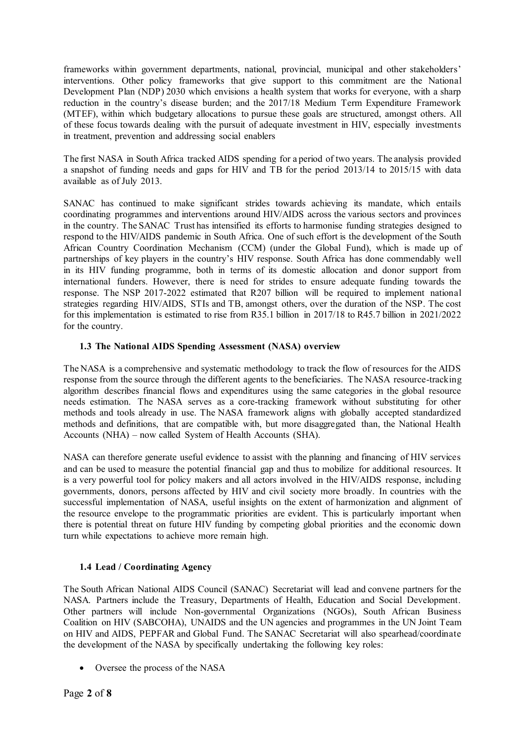frameworks within government departments, national, provincial, municipal and other stakeholders' interventions. Other policy frameworks that give support to this commitment are the National Development Plan (NDP) 2030 which envisions a health system that works for everyone, with a sharp reduction in the country's disease burden; and the 2017/18 Medium Term Expenditure Framework (MTEF), within which budgetary allocations to pursue these goals are structured, amongst others. All of these focus towards dealing with the pursuit of adequate investment in HIV, especially investments in treatment, prevention and addressing social enablers

The first NASA in South Africa tracked AIDS spending for a period of two years. The analysis provided a snapshot of funding needs and gaps for HIV and TB for the period 2013/14 to 2015/15 with data available as of July 2013.

SANAC has continued to make significant strides towards achieving its mandate, which entails coordinating programmes and interventions around HIV/AIDS across the various sectors and provinces in the country. The SANAC Trust has intensified its efforts to harmonise funding strategies designed to respond to the HIV/AIDS pandemic in South Africa. One of such effort is the development of the South African Country Coordination Mechanism (CCM) (under the Global Fund), which is made up of partnerships of key players in the country's HIV response. South Africa has done commendably well in its HIV funding programme, both in terms of its domestic allocation and donor support from international funders. However, there is need for strides to ensure adequate funding towards the response. The NSP 2017-2022 estimated that R207 billion will be required to implement national strategies regarding HIV/AIDS, STIs and TB, amongst others, over the duration of the NSP. The cost for this implementation is estimated to rise from R35.1 billion in 2017/18 to R45.7 billion in 2021/2022 for the country.

### 1.3 The National AIDS Spending Assessment (NASA) overview

The NASA is a comprehensive and systematic methodology to track the flow of resources for the AIDS response from the source through the different agents to the beneficiaries. The NASA resource-tracking algorithm describes financial flows and expenditures using the same categories in the global resource needs estimation. The NASA serves as a core-tracking framework without substituting for other methods and tools already in use. The NASA framework aligns with globally accepted standardized methods and definitions, that are compatible with, but more disaggregated than, the National Health Accounts (NHA) – now called System of Health Accounts (SHA).

NASA can therefore generate useful evidence to assist with the planning and financing of HIV services and can be used to measure the potential financial gap and thus to mobilize for additional resources. It is a very powerful tool for policy makers and all actors involved in the HIV/AIDS response, including governments, donors, persons affected by HIV and civil society more broadly. In countries with the successful implementation of NASA, useful insights on the extent of harmonization and alignment of the resource envelope to the programmatic priorities are evident. This is particularly important when there is potential threat on future HIV funding by competing global priorities and the economic down turn while expectations to achieve more remain high.

### 1.4 Lead / Coordinating Agency

The South African National AIDS Council (SANAC) Secretariat will lead and convene partners for the NASA. Partners include the Treasury, Departments of Health, Education and Social Development. Other partners will include Non-governmental Organizations (NGOs), South African Business Coalition on HIV (SABCOHA), UNAIDS and the UN agencies and programmes in the UN Joint Team on HIV and AIDS, PEPFAR and Global Fund. The SANAC Secretariat will also spearhead/coordinate the development of the NASA by specifically undertaking the following key roles:

- Oversee the process of the NASA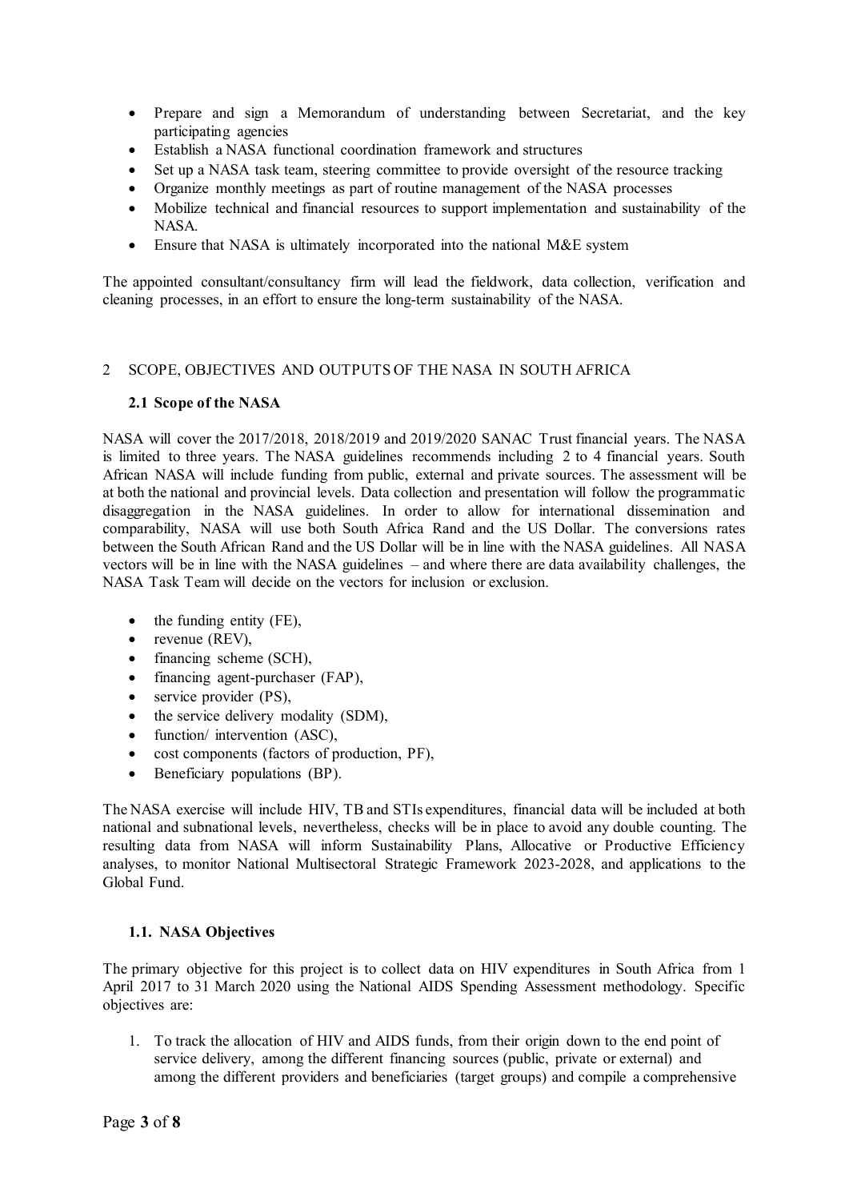- Prepare and sign a Memorandum of understanding between Secretariat, and the key participating agencies
- Establish a NASA functional coordination framework and structures
- Set up a NASA task team, steering committee to provide oversight of the resource tracking
- Organize monthly meetings as part of routine management of the NASA processes
- Mobilize technical and financial resources to support implementation and sustainability of the NASA.
- Ensure that NASA is ultimately incorporated into the national M&E system

The appointed consultant/consultancy firm will lead the fieldwork, data collection, verification and cleaning processes, in an effort to ensure the long-term sustainability of the NASA.

## 2 SCOPE, OBJECTIVES AND OUTPUTS OF THE NASA IN SOUTH AFRICA

### 2.1 Scope of the NASA

NASA will cover the 2017/2018, 2018/2019 and 2019/2020 SANAC Trust financial years. The NASA is limited to three years. The NASA guidelines recommends including 2 to 4 financial years. South African NASA will include funding from public, external and private sources. The assessment will be at both the national and provincial levels. Data collection and presentation will follow the programmatic disaggregation in the NASA guidelines. In order to allow for international dissemination and comparability, NASA will use both South Africa Rand and the US Dollar. The conversions rates between the South African Rand and the US Dollar will be in line with the NASA guidelines. All NASA vectors will be in line with the NASA guidelines – and where there are data availability challenges, the NASA Task Team will decide on the vectors for inclusion or exclusion.

- the funding entity (FE),
- revenue (REV),
- financing scheme (SCH),
- financing agent-purchaser (FAP),
- service provider (PS),
- the service delivery modality (SDM),
- function/ intervention (ASC),
- cost components (factors of production, PF),
- Beneficiary populations (BP).

The NASA exercise will include HIV, TB and STIs expenditures, financial data will be included at both national and subnational levels, nevertheless, checks will be in place to avoid any double counting. The resulting data from NASA will inform Sustainability Plans, Allocative or Productive Efficiency analyses, to monitor National Multisectoral Strategic Framework 2023-2028, and applications to the Global Fund.

### 1.1. NASA Objectives

The primary objective for this project is to collect data on HIV expenditures in South Africa from 1 April 2017 to 31 March 2020 using the National AIDS Spending Assessment methodology. Specific objectives are:

1. To track the allocation of HIV and AIDS funds, from their origin down to the end point of service delivery, among the different financing sources (public, private or external) and among the different providers and beneficiaries (target groups) and compile a comprehensive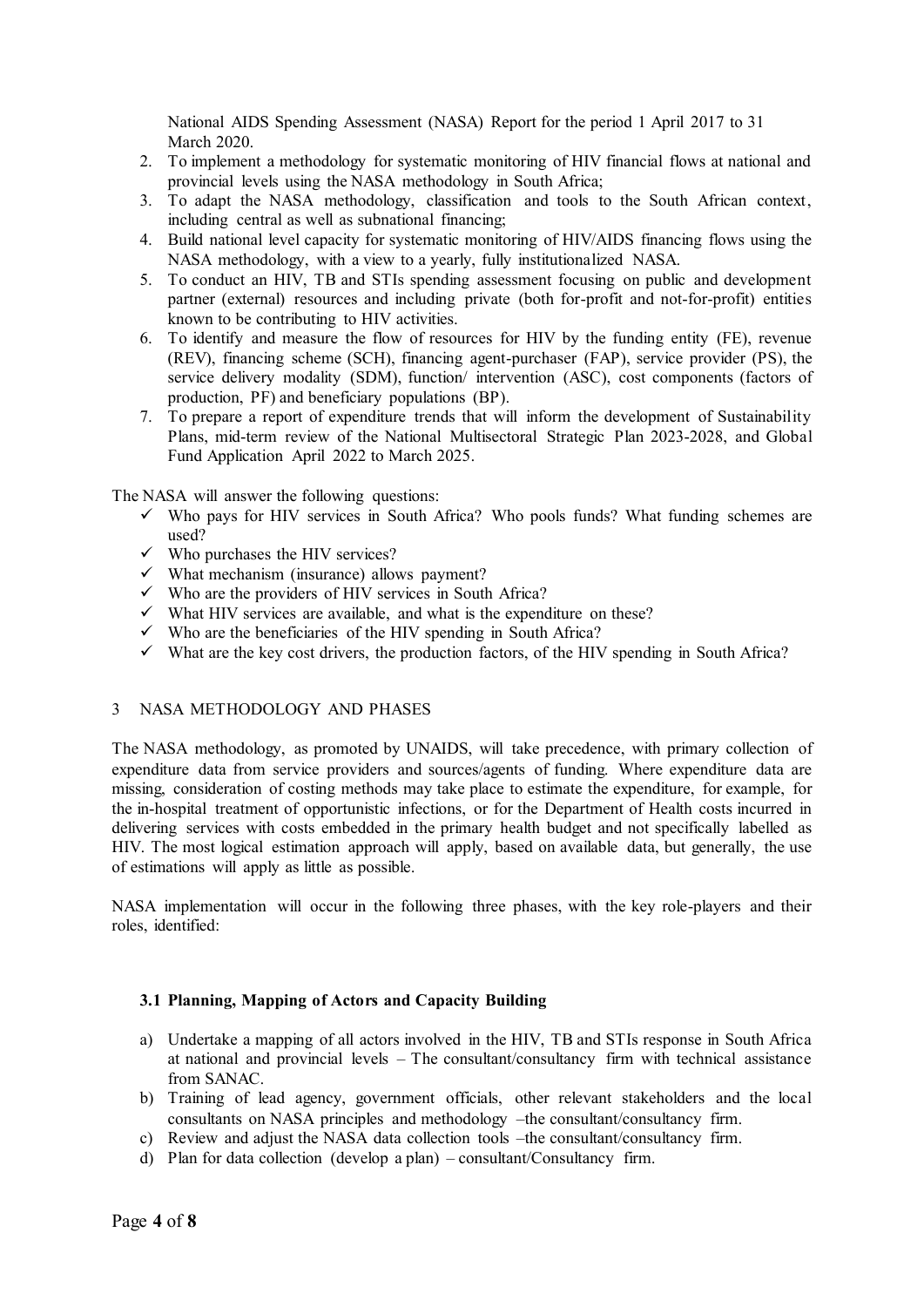National AIDS Spending Assessment (NASA) Report for the period 1 April 2017 to 31 March 2020.

2. To implement a methodology for systematic monitoring of HIV financial flows at national and provincial levels using the NASA methodology in South Africa;
3. To adapt the NASA methodology, classification and tools to the South African context, including central as well as subnational financing;
4. Build national level capacity for systematic monitoring of HIV/AIDS financing flows using the NASA methodology, with a view to a yearly, fully institutionalized NASA.
5. To conduct an HIV, TB and STIs spending assessment focusing on public and development partner (external) resources and including private (both for-profit and not-for-profit) entities known to be contributing to HIV activities.
6. To identify and measure the flow of resources for HIV by the funding entity (FE), revenue (REV), financing scheme (SCH), financing agent-purchaser (FAP), service provider (PS), the service delivery modality (SDM), function/ intervention (ASC), cost components (factors of production, PF) and beneficiary populations (BP).
7. To prepare a report of expenditure trends that will inform the development of Sustainability Plans, mid-term review of the National Multisectoral Strategic Plan 2023-2028, and Global Fund Application April 2022 to March 2025.

The NASA will answer the following questions:

- ✓ Who pays for HIV services in South Africa? Who pools funds? What funding schemes are used?
- ✓ Who purchases the HIV services?
- ✓ What mechanism (insurance) allows payment?
- ✓ Who are the providers of HIV services in South Africa?
- ✓ What HIV services are available, and what is the expenditure on these?
- ✓ Who are the beneficiaries of the HIV spending in South Africa?
- ✓ What are the key cost drivers, the production factors, of the HIV spending in South Africa?

## 3 NASA METHODOLOGY AND PHASES

The NASA methodology, as promoted by UNAIDS, will take precedence, with primary collection of expenditure data from service providers and sources/agents of funding. Where expenditure data are missing, consideration of costing methods may take place to estimate the expenditure, for example, for the in-hospital treatment of opportunistic infections, or for the Department of Health costs incurred in delivering services with costs embedded in the primary health budget and not specifically labelled as HIV. The most logical estimation approach will apply, based on available data, but generally, the use of estimations will apply as little as possible.

NASA implementation will occur in the following three phases, with the key role-players and their roles, identified:

### 3.1 Planning, Mapping of Actors and Capacity Building

a) Undertake a mapping of all actors involved in the HIV, TB and STIs response in South Africa at national and provincial levels – The consultant/consultancy firm with technical assistance from SANAC.
b) Training of lead agency, government officials, other relevant stakeholders and the local consultants on NASA principles and methodology –the consultant/consultancy firm.
c) Review and adjust the NASA data collection tools –the consultant/consultancy firm.
d) Plan for data collection (develop a plan) – consultant/Consultancy firm.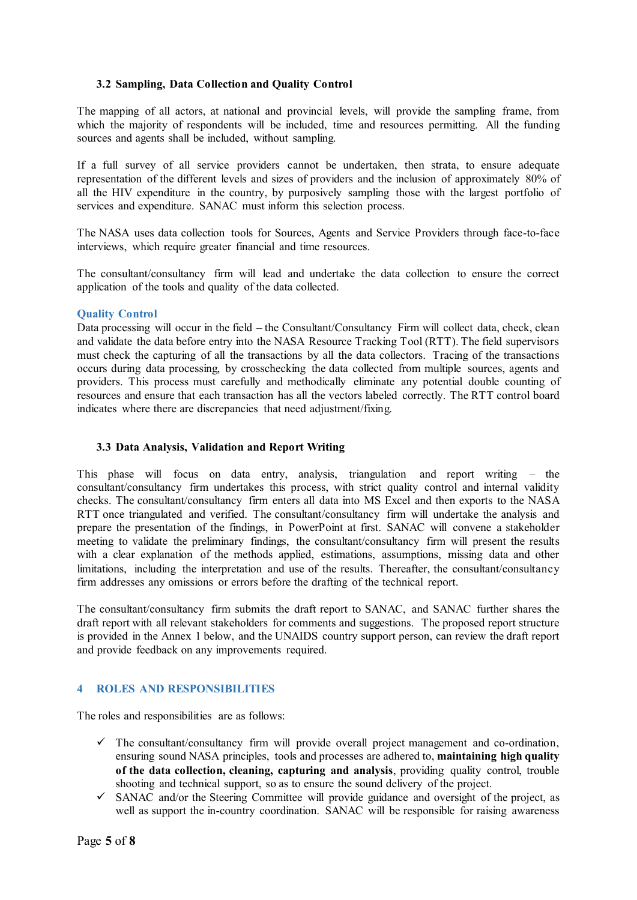### 3.2 Sampling, Data Collection and Quality Control

The mapping of all actors, at national and provincial levels, will provide the sampling frame, from which the majority of respondents will be included, time and resources permitting. All the funding sources and agents shall be included, without sampling.

If a full survey of all service providers cannot be undertaken, then strata, to ensure adequate representation of the different levels and sizes of providers and the inclusion of approximately 80% of all the HIV expenditure in the country, by purposively sampling those with the largest portfolio of services and expenditure. SANAC must inform this selection process.

The NASA uses data collection tools for Sources, Agents and Service Providers through face-to-face interviews, which require greater financial and time resources.

The consultant/consultancy firm will lead and undertake the data collection to ensure the correct application of the tools and quality of the data collected.

#### Quality Control

Data processing will occur in the field – the Consultant/Consultancy Firm will collect data, check, clean and validate the data before entry into the NASA Resource Tracking Tool (RTT). The field supervisors must check the capturing of all the transactions by all the data collectors. Tracing of the transactions occurs during data processing, by crosschecking the data collected from multiple sources, agents and providers. This process must carefully and methodically eliminate any potential double counting of resources and ensure that each transaction has all the vectors labeled correctly. The RTT control board indicates where there are discrepancies that need adjustment/fixing.

### 3.3 Data Analysis, Validation and Report Writing

This phase will focus on data entry, analysis, triangulation and report writing – the consultant/consultancy firm undertakes this process, with strict quality control and internal validity checks. The consultant/consultancy firm enters all data into MS Excel and then exports to the NASA RTT once triangulated and verified. The consultant/consultancy firm will undertake the analysis and prepare the presentation of the findings, in PowerPoint at first. SANAC will convene a stakeholder meeting to validate the preliminary findings, the consultant/consultancy firm will present the results with a clear explanation of the methods applied, estimations, assumptions, missing data and other limitations, including the interpretation and use of the results. Thereafter, the consultant/consultancy firm addresses any omissions or errors before the drafting of the technical report.

The consultant/consultancy firm submits the draft report to SANAC, and SANAC further shares the draft report with all relevant stakeholders for comments and suggestions. The proposed report structure is provided in the Annex 1 below, and the UNAIDS country support person, can review the draft report and provide feedback on any improvements required.

## 4 ROLES AND RESPONSIBILITIES

The roles and responsibilities are as follows:

- ✓ The consultant/consultancy firm will provide overall project management and co-ordination, ensuring sound NASA principles, tools and processes are adhered to, **maintaining high quality of the data collection, cleaning, capturing and analysis**, providing quality control, trouble shooting and technical support, so as to ensure the sound delivery of the project.
- ✓ SANAC and/or the Steering Committee will provide guidance and oversight of the project, as well as support the in-country coordination. SANAC will be responsible for raising awareness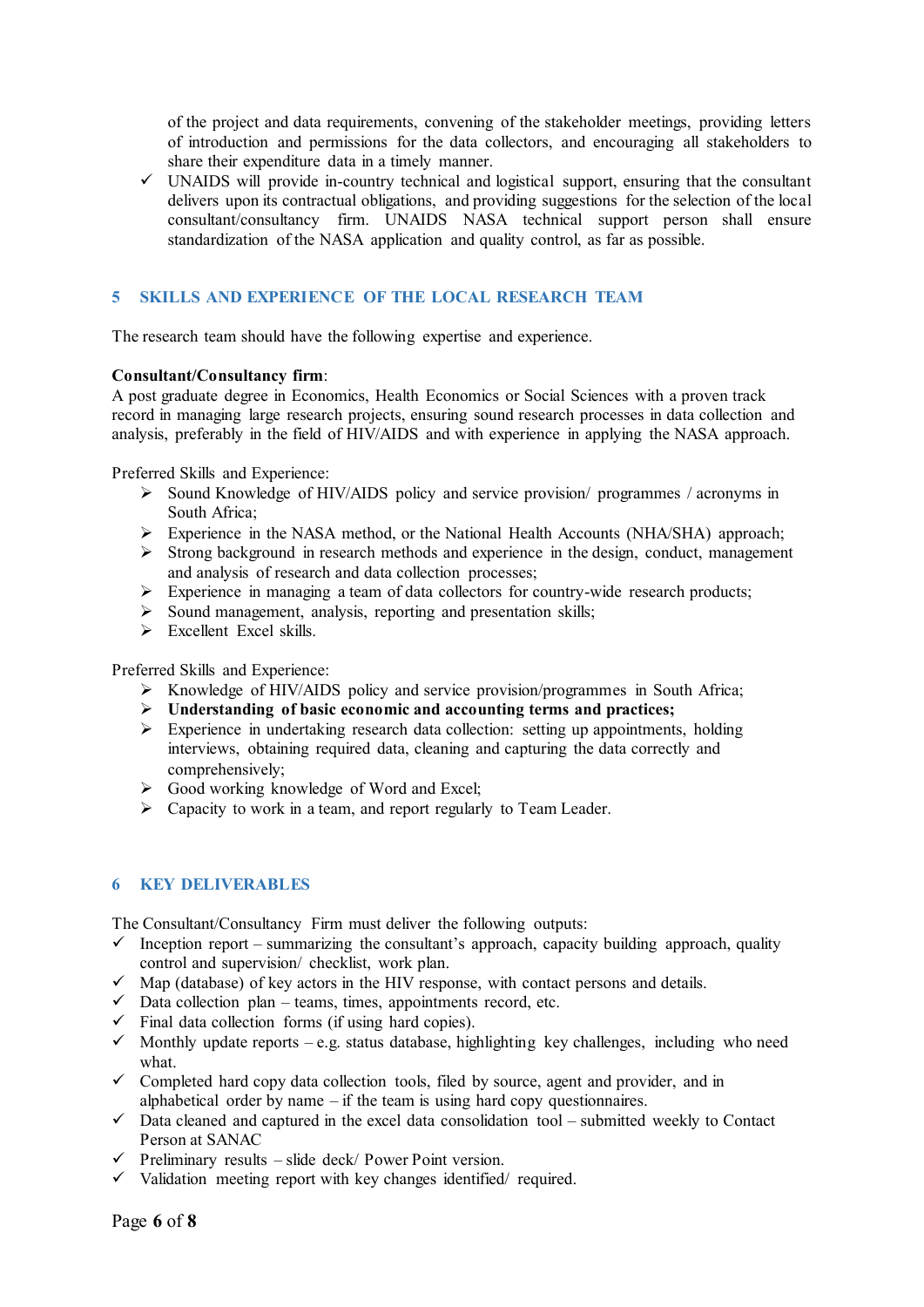of the project and data requirements, convening of the stakeholder meetings, providing letters of introduction and permissions for the data collectors, and encouraging all stakeholders to share their expenditure data in a timely manner.

- ✓ UNAIDS will provide in-country technical and logistical support, ensuring that the consultant delivers upon its contractual obligations, and providing suggestions for the selection of the local consultant/consultancy firm. UNAIDS NASA technical support person shall ensure standardization of the NASA application and quality control, as far as possible.

## 5 SKILLS AND EXPERIENCE OF THE LOCAL RESEARCH TEAM

The research team should have the following expertise and experience.

**Consultant/Consultancy firm**:
A post graduate degree in Economics, Health Economics or Social Sciences with a proven track record in managing large research projects, ensuring sound research processes in data collection and analysis, preferably in the field of HIV/AIDS and with experience in applying the NASA approach.

Preferred Skills and Experience:

- ➢ Sound Knowledge of HIV/AIDS policy and service provision/ programmes / acronyms in South Africa;
- ➢ Experience in the NASA method, or the National Health Accounts (NHA/SHA) approach;
- ➢ Strong background in research methods and experience in the design, conduct, management and analysis of research and data collection processes;
- ➢ Experience in managing a team of data collectors for country-wide research products;
- ➢ Sound management, analysis, reporting and presentation skills;
- ➢ Excellent Excel skills.

Preferred Skills and Experience:

- ➢ Knowledge of HIV/AIDS policy and service provision/programmes in South Africa;
- ➢ **Understanding of basic economic and accounting terms and practices;**
- ➢ Experience in undertaking research data collection: setting up appointments, holding interviews, obtaining required data, cleaning and capturing the data correctly and comprehensively;
- ➢ Good working knowledge of Word and Excel;
- ➢ Capacity to work in a team, and report regularly to Team Leader.

## 6 KEY DELIVERABLES

The Consultant/Consultancy Firm must deliver the following outputs:

- ✓ Inception report – summarizing the consultant's approach, capacity building approach, quality control and supervision/ checklist, work plan.
- ✓ Map (database) of key actors in the HIV response, with contact persons and details.
- ✓ Data collection plan – teams, times, appointments record, etc.
- ✓ Final data collection forms (if using hard copies).
- ✓ Monthly update reports – e.g. status database, highlighting key challenges, including who need what.
- ✓ Completed hard copy data collection tools, filed by source, agent and provider, and in alphabetical order by name – if the team is using hard copy questionnaires.
- ✓ Data cleaned and captured in the excel data consolidation tool – submitted weekly to Contact Person at SANAC
- ✓ Preliminary results – slide deck/ Power Point version.
- ✓ Validation meeting report with key changes identified/ required.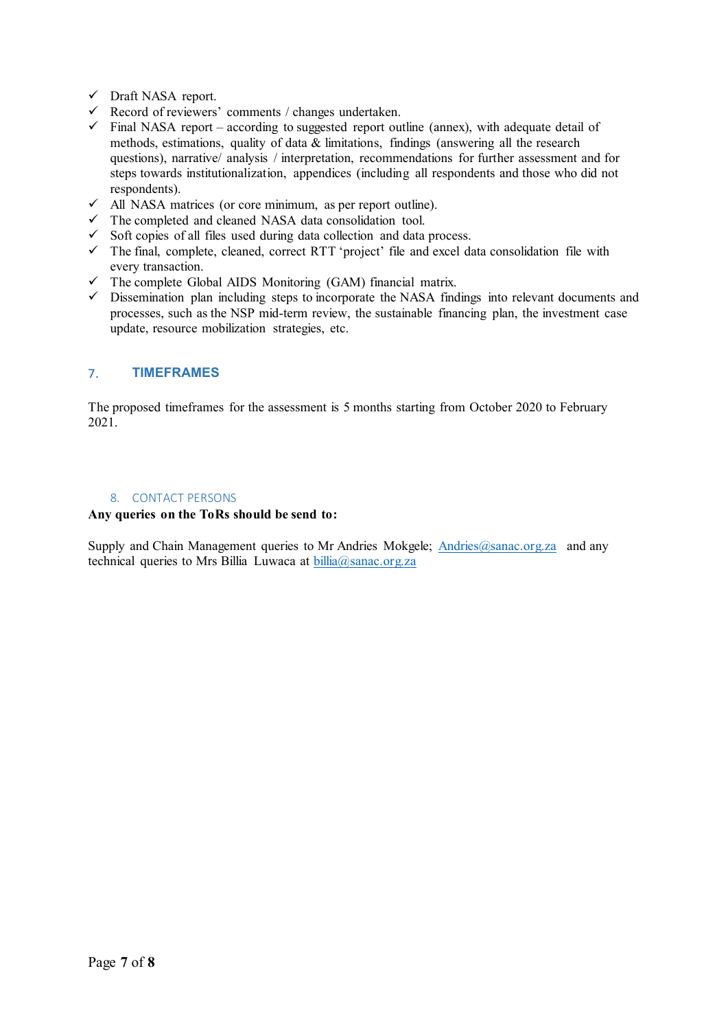- ✓ Draft NASA report.
- ✓ Record of reviewers' comments / changes undertaken.
- ✓ Final NASA report – according to suggested report outline (annex), with adequate detail of methods, estimations, quality of data & limitations, findings (answering all the research questions), narrative/ analysis / interpretation, recommendations for further assessment and for steps towards institutionalization, appendices (including all respondents and those who did not respondents).
- ✓ All NASA matrices (or core minimum, as per report outline).
- ✓ The completed and cleaned NASA data consolidation tool.
- ✓ Soft copies of all files used during data collection and data process.
- ✓ The final, complete, cleaned, correct RTT 'project' file and excel data consolidation file with every transaction.
- ✓ The complete Global AIDS Monitoring (GAM) financial matrix.
- ✓ Dissemination plan including steps to incorporate the NASA findings into relevant documents and processes, such as the NSP mid-term review, the sustainable financing plan, the investment case update, resource mobilization strategies, etc.

## 7. TIMEFRAMES

The proposed timeframes for the assessment is 5 months starting from October 2020 to February 2021.

## 8. CONTACT PERSONS

**Any queries on the ToRs should be send to:**

Supply and Chain Management queries to Mr Andries Mokgele; Andries@sanac.org.za and any technical queries to Mrs Billia Luwaca at billia@sanac.org.za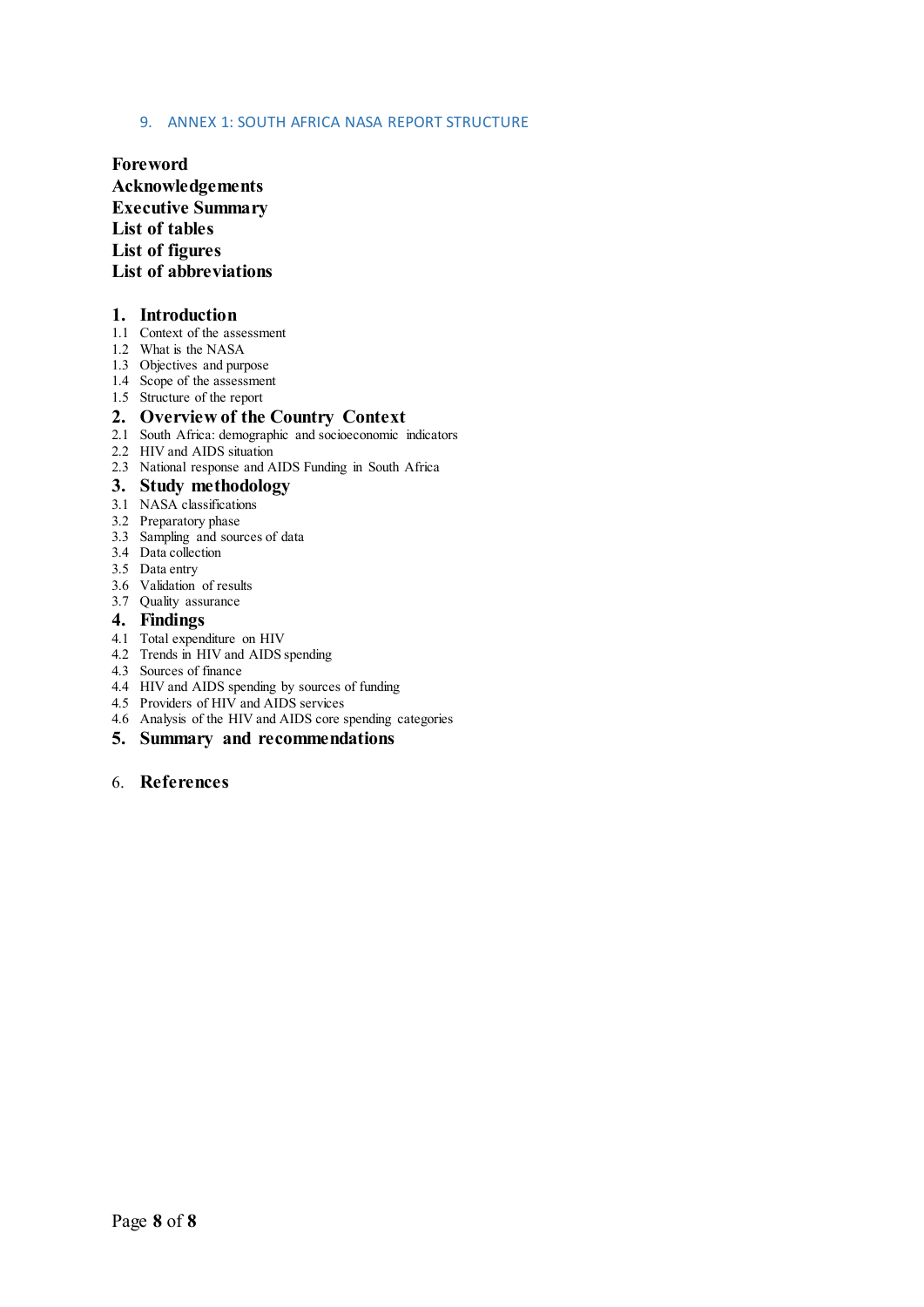## 9. ANNEX 1: SOUTH AFRICA NASA REPORT STRUCTURE

**Foreword**
**Acknowledgements**
**Executive Summary**
**List of tables**
**List of figures**
**List of abbreviations**

### 1. Introduction

1.1 Context of the assessment
1.2 What is the NASA
1.3 Objectives and purpose
1.4 Scope of the assessment
1.5 Structure of the report

### 2. Overview of the Country Context

2.1 South Africa: demographic and socioeconomic indicators
2.2 HIV and AIDS situation
2.3 National response and AIDS Funding in South Africa

### 3. Study methodology

3.1 NASA classifications
3.2 Preparatory phase
3.3 Sampling and sources of data
3.4 Data collection
3.5 Data entry
3.6 Validation of results
3.7 Quality assurance

### 4. Findings

4.1 Total expenditure on HIV
4.2 Trends in HIV and AIDS spending
4.3 Sources of finance
4.4 HIV and AIDS spending by sources of funding
4.5 Providers of HIV and AIDS services
4.6 Analysis of the HIV and AIDS core spending categories

### 5. Summary and recommendations

### 6. References